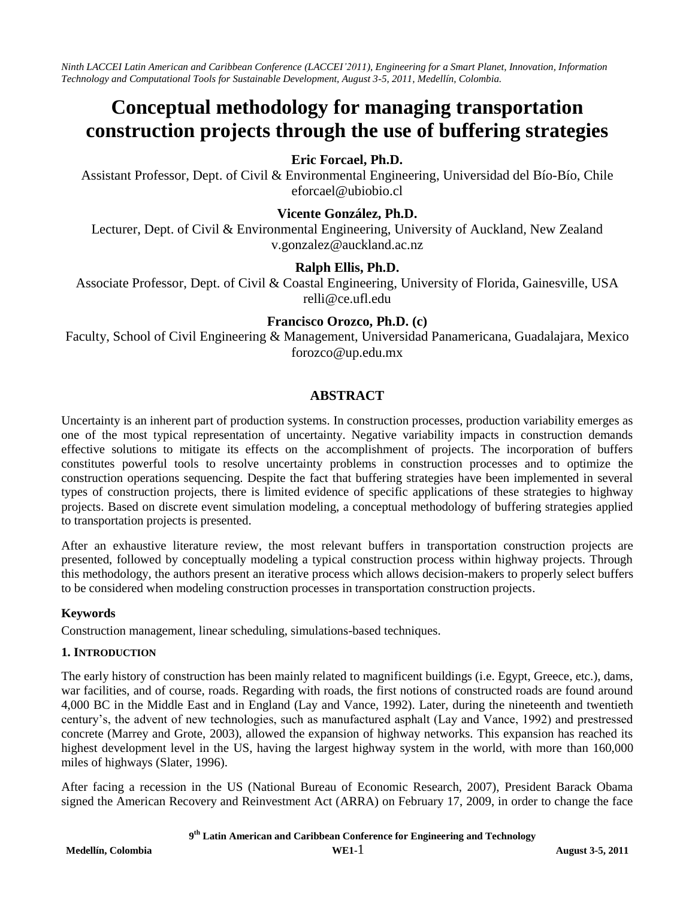# Conceptual methodology for managing transportation construction projects through the use of buffering strategies

**Eric Forcael, Ph.D.**

Assistant Professor, Dept. of Civil & Environmental Engineering, Universidad del Bío-Bío, Chile
eforcael@ubiobio.cl

**Vicente González, Ph.D.**

Lecturer, Dept. of Civil & Environmental Engineering, University of Auckland, New Zealand
v.gonzalez@auckland.ac.nz

**Ralph Ellis, Ph.D.**

Associate Professor, Dept. of Civil & Coastal Engineering, University of Florida, Gainesville, USA
relli@ce.ufl.edu

**Francisco Orozco, Ph.D. (c)**

Faculty, School of Civil Engineering & Management, Universidad Panamericana, Guadalajara, Mexico
forozco@up.edu.mx

## ABSTRACT

Uncertainty is an inherent part of production systems. In construction processes, production variability emerges as one of the most typical representation of uncertainty. Negative variability impacts in construction demands effective solutions to mitigate its effects on the accomplishment of projects. The incorporation of buffers constitutes powerful tools to resolve uncertainty problems in construction processes and to optimize the construction operations sequencing. Despite the fact that buffering strategies have been implemented in several types of construction projects, there is limited evidence of specific applications of these strategies to highway projects. Based on discrete event simulation modeling, a conceptual methodology of buffering strategies applied to transportation projects is presented.

After an exhaustive literature review, the most relevant buffers in transportation construction projects are presented, followed by conceptually modeling a typical construction process within highway projects. Through this methodology, the authors present an iterative process which allows decision-makers to properly select buffers to be considered when modeling construction processes in transportation construction projects.

### Keywords

Construction management, linear scheduling, simulations-based techniques.

## 1. INTRODUCTION

The early history of construction has been mainly related to magnificent buildings (i.e. Egypt, Greece, etc.), dams, war facilities, and of course, roads. Regarding with roads, the first notions of constructed roads are found around 4,000 BC in the Middle East and in England (Lay and Vance, 1992). Later, during the nineteenth and twentieth century's, the advent of new technologies, such as manufactured asphalt (Lay and Vance, 1992) and prestressed concrete (Marrey and Grote, 2003), allowed the expansion of highway networks. This expansion has reached its highest development level in the US, having the largest highway system in the world, with more than 160,000 miles of highways (Slater, 1996).

After facing a recession in the US (National Bureau of Economic Research, 2007), President Barack Obama signed the American Recovery and Reinvestment Act (ARRA) on February 17, 2009, in order to change the face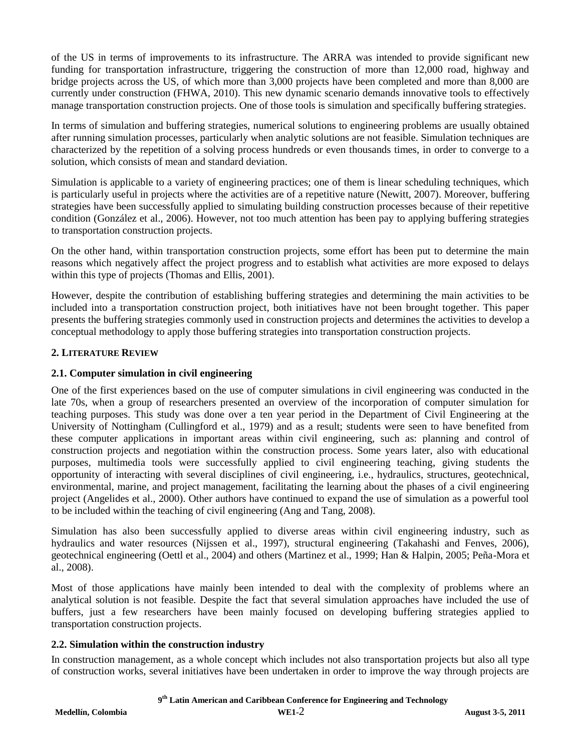of the US in terms of improvements to its infrastructure. The ARRA was intended to provide significant new funding for transportation infrastructure, triggering the construction of more than 12,000 road, highway and bridge projects across the US, of which more than 3,000 projects have been completed and more than 8,000 are currently under construction (FHWA, 2010). This new dynamic scenario demands innovative tools to effectively manage transportation construction projects. One of those tools is simulation and specifically buffering strategies.

In terms of simulation and buffering strategies, numerical solutions to engineering problems are usually obtained after running simulation processes, particularly when analytic solutions are not feasible. Simulation techniques are characterized by the repetition of a solving process hundreds or even thousands times, in order to converge to a solution, which consists of mean and standard deviation.

Simulation is applicable to a variety of engineering practices; one of them is linear scheduling techniques, which is particularly useful in projects where the activities are of a repetitive nature (Newitt, 2007). Moreover, buffering strategies have been successfully applied to simulating building construction processes because of their repetitive condition (González et al., 2006). However, not too much attention has been pay to applying buffering strategies to transportation construction projects.

On the other hand, within transportation construction projects, some effort has been put to determine the main reasons which negatively affect the project progress and to establish what activities are more exposed to delays within this type of projects (Thomas and Ellis, 2001).

However, despite the contribution of establishing buffering strategies and determining the main activities to be included into a transportation construction project, both initiatives have not been brought together. This paper presents the buffering strategies commonly used in construction projects and determines the activities to develop a conceptual methodology to apply those buffering strategies into transportation construction projects.

## 2. Literature Review

### 2.1. Computer simulation in civil engineering

One of the first experiences based on the use of computer simulations in civil engineering was conducted in the late 70s, when a group of researchers presented an overview of the incorporation of computer simulation for teaching purposes. This study was done over a ten year period in the Department of Civil Engineering at the University of Nottingham (Cullingford et al., 1979) and as a result; students were seen to have benefited from these computer applications in important areas within civil engineering, such as: planning and control of construction projects and negotiation within the construction process. Some years later, also with educational purposes, multimedia tools were successfully applied to civil engineering teaching, giving students the opportunity of interacting with several disciplines of civil engineering, i.e., hydraulics, structures, geotechnical, environmental, marine, and project management, facilitating the learning about the phases of a civil engineering project (Angelides et al., 2000). Other authors have continued to expand the use of simulation as a powerful tool to be included within the teaching of civil engineering (Ang and Tang, 2008).

Simulation has also been successfully applied to diverse areas within civil engineering industry, such as hydraulics and water resources (Nijssen et al., 1997), structural engineering (Takahashi and Fenves, 2006), geotechnical engineering (Oettl et al., 2004) and others (Martinez et al., 1999; Han & Halpin, 2005; Peña-Mora et al., 2008).

Most of those applications have mainly been intended to deal with the complexity of problems where an analytical solution is not feasible. Despite the fact that several simulation approaches have included the use of buffers, just a few researchers have been mainly focused on developing buffering strategies applied to transportation construction projects.

### 2.2. Simulation within the construction industry

In construction management, as a whole concept which includes not also transportation projects but also all type of construction works, several initiatives have been undertaken in order to improve the way through projects are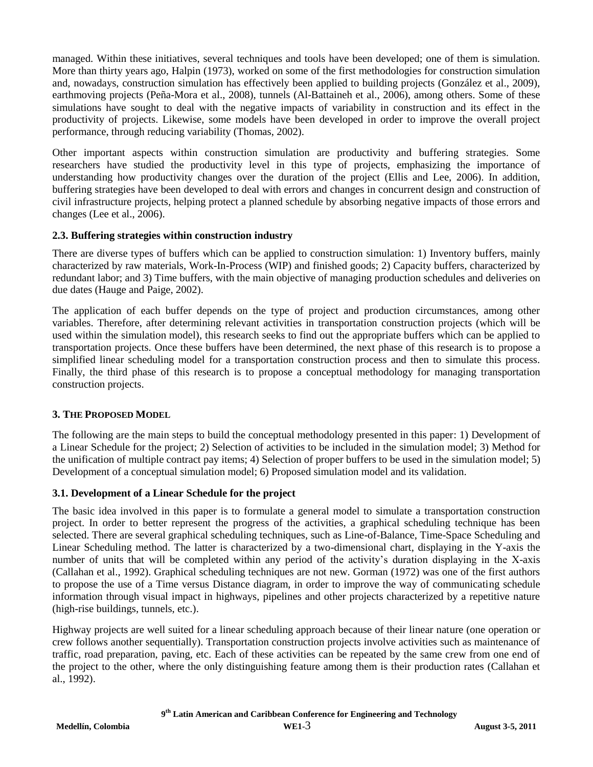managed. Within these initiatives, several techniques and tools have been developed; one of them is simulation. More than thirty years ago, Halpin (1973), worked on some of the first methodologies for construction simulation and, nowadays, construction simulation has effectively been applied to building projects (González et al., 2009), earthmoving projects (Peña-Mora et al., 2008), tunnels (Al-Battaineh et al., 2006), among others. Some of these simulations have sought to deal with the negative impacts of variability in construction and its effect in the productivity of projects. Likewise, some models have been developed in order to improve the overall project performance, through reducing variability (Thomas, 2002).

Other important aspects within construction simulation are productivity and buffering strategies. Some researchers have studied the productivity level in this type of projects, emphasizing the importance of understanding how productivity changes over the duration of the project (Ellis and Lee, 2006). In addition, buffering strategies have been developed to deal with errors and changes in concurrent design and construction of civil infrastructure projects, helping protect a planned schedule by absorbing negative impacts of those errors and changes (Lee et al., 2006).

### 2.3. Buffering strategies within construction industry

There are diverse types of buffers which can be applied to construction simulation: 1) Inventory buffers, mainly characterized by raw materials, Work-In-Process (WIP) and finished goods; 2) Capacity buffers, characterized by redundant labor; and 3) Time buffers, with the main objective of managing production schedules and deliveries on due dates (Hauge and Paige, 2002).

The application of each buffer depends on the type of project and production circumstances, among other variables. Therefore, after determining relevant activities in transportation construction projects (which will be used within the simulation model), this research seeks to find out the appropriate buffers which can be applied to transportation projects. Once these buffers have been determined, the next phase of this research is to propose a simplified linear scheduling model for a transportation construction process and then to simulate this process. Finally, the third phase of this research is to propose a conceptual methodology for managing transportation construction projects.

## 3. The Proposed Model

The following are the main steps to build the conceptual methodology presented in this paper: 1) Development of a Linear Schedule for the project; 2) Selection of activities to be included in the simulation model; 3) Method for the unification of multiple contract pay items; 4) Selection of proper buffers to be used in the simulation model; 5) Development of a conceptual simulation model; 6) Proposed simulation model and its validation.

### 3.1. Development of a Linear Schedule for the project

The basic idea involved in this paper is to formulate a general model to simulate a transportation construction project. In order to better represent the progress of the activities, a graphical scheduling technique has been selected. There are several graphical scheduling techniques, such as Line-of-Balance, Time-Space Scheduling and Linear Scheduling method. The latter is characterized by a two-dimensional chart, displaying in the Y-axis the number of units that will be completed within any period of the activity's duration displaying in the X-axis (Callahan et al., 1992). Graphical scheduling techniques are not new. Gorman (1972) was one of the first authors to propose the use of a Time versus Distance diagram, in order to improve the way of communicating schedule information through visual impact in highways, pipelines and other projects characterized by a repetitive nature (high-rise buildings, tunnels, etc.).

Highway projects are well suited for a linear scheduling approach because of their linear nature (one operation or crew follows another sequentially). Transportation construction projects involve activities such as maintenance of traffic, road preparation, paving, etc. Each of these activities can be repeated by the same crew from one end of the project to the other, where the only distinguishing feature among them is their production rates (Callahan et al., 1992).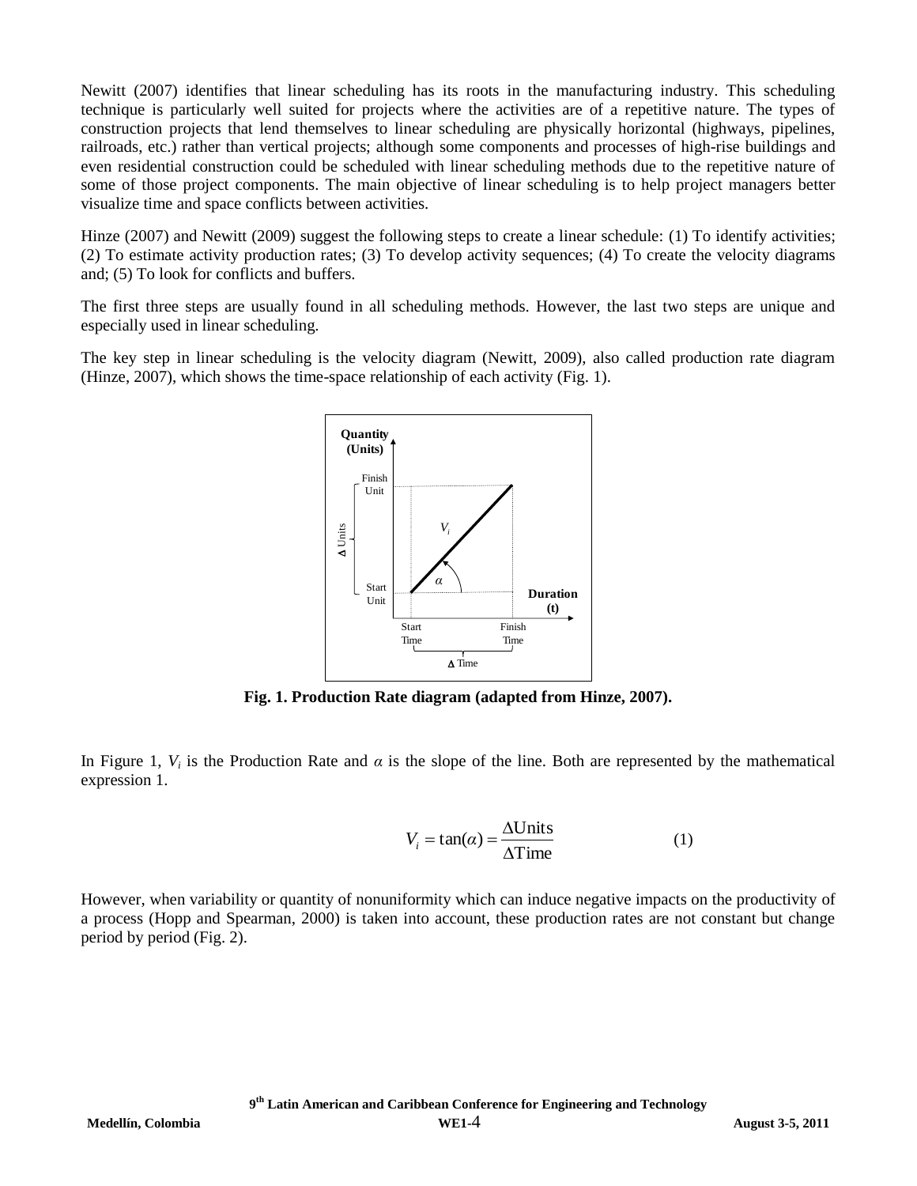Newitt (2007) identifies that linear scheduling has its roots in the manufacturing industry. This scheduling technique is particularly well suited for projects where the activities are of a repetitive nature. The types of construction projects that lend themselves to linear scheduling are physically horizontal (highways, pipelines, railroads, etc.) rather than vertical projects; although some components and processes of high-rise buildings and even residential construction could be scheduled with linear scheduling methods due to the repetitive nature of some of those project components. The main objective of linear scheduling is to help project managers better visualize time and space conflicts between activities.

Hinze (2007) and Newitt (2009) suggest the following steps to create a linear schedule: (1) To identify activities; (2) To estimate activity production rates; (3) To develop activity sequences; (4) To create the velocity diagrams and; (5) To look for conflicts and buffers.

The first three steps are usually found in all scheduling methods. However, the last two steps are unique and especially used in linear scheduling.

The key step in linear scheduling is the velocity diagram (Newitt, 2009), also called production rate diagram (Hinze, 2007), which shows the time-space relationship of each activity (Fig. 1).

**Fig. 1. Production Rate diagram (adapted from Hinze, 2007).**

In Figure 1, $V_i$ is the Production Rate and $\alpha$ is the slope of the line. Both are represented by the mathematical expression 1.

$$V_i = \tan(\alpha) = \frac{\Delta\text{Units}}{\Delta\text{Time}} \qquad (1)$$

However, when variability or quantity of nonuniformity which can induce negative impacts on the productivity of a process (Hopp and Spearman, 2000) is taken into account, these production rates are not constant but change period by period (Fig. 2).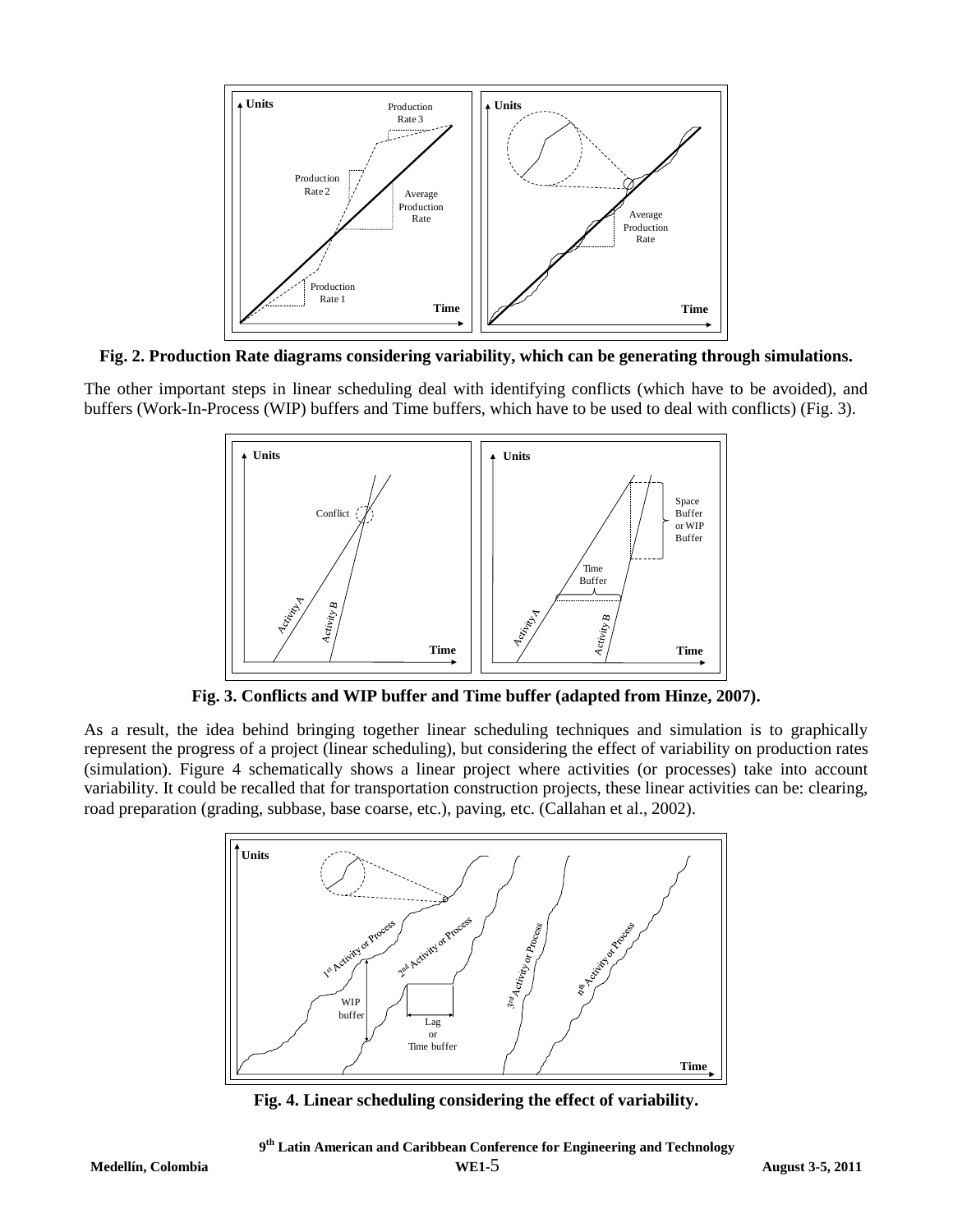**Fig. 2. Production Rate diagrams considering variability, which can be generating through simulations.**

The other important steps in linear scheduling deal with identifying conflicts (which have to be avoided), and buffers (Work-In-Process (WIP) buffers and Time buffers, which have to be used to deal with conflicts) (Fig. 3).

**Fig. 3. Conflicts and WIP buffer and Time buffer (adapted from Hinze, 2007).**

As a result, the idea behind bringing together linear scheduling techniques and simulation is to graphically represent the progress of a project (linear scheduling), but considering the effect of variability on production rates (simulation). Figure 4 schematically shows a linear project where activities (or processes) take into account variability. It could be recalled that for transportation construction projects, these linear activities can be: clearing, road preparation (grading, subbase, base coarse, etc.), paving, etc. (Callahan et al., 2002).

**Fig. 4. Linear scheduling considering the effect of variability.**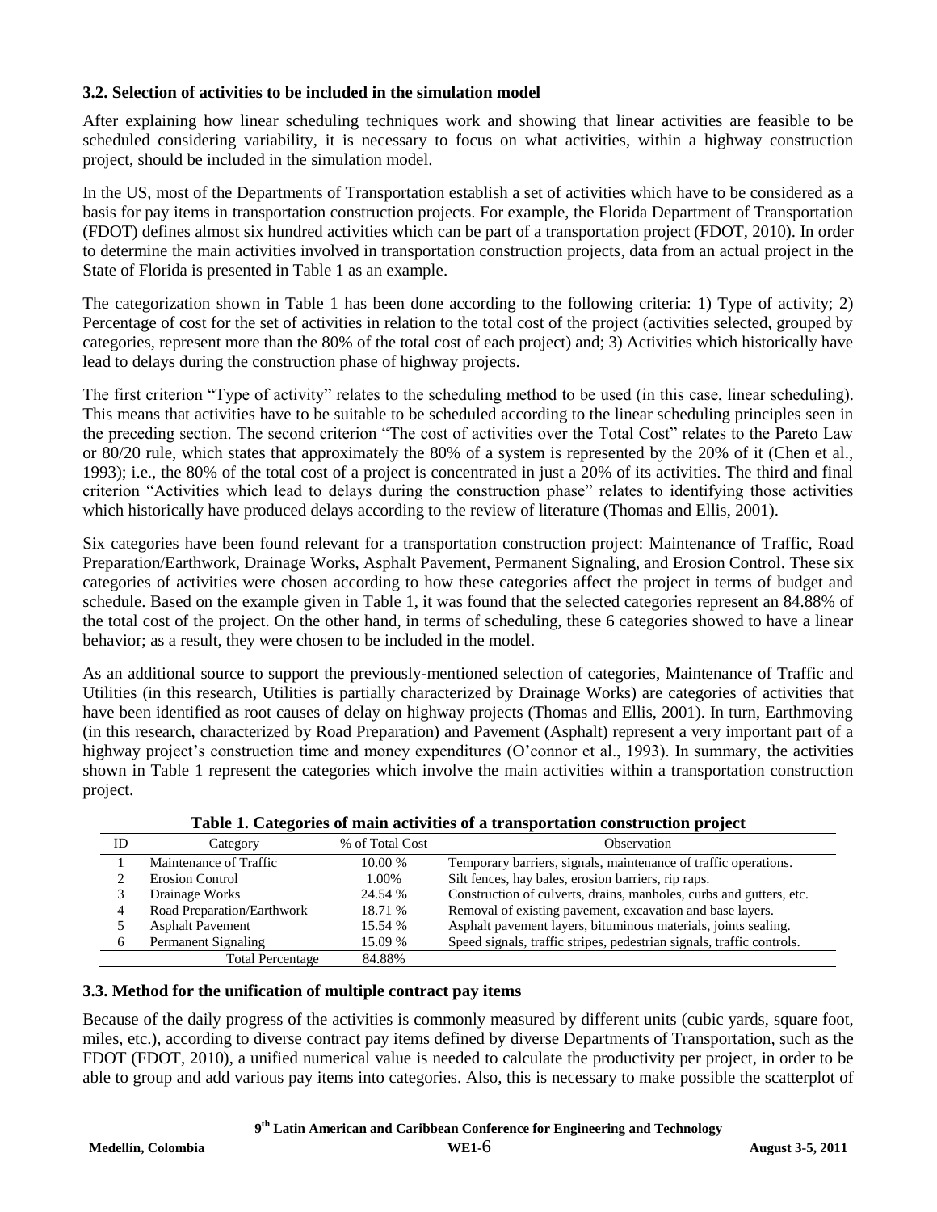### 3.2. Selection of activities to be included in the simulation model

After explaining how linear scheduling techniques work and showing that linear activities are feasible to be scheduled considering variability, it is necessary to focus on what activities, within a highway construction project, should be included in the simulation model.

In the US, most of the Departments of Transportation establish a set of activities which have to be considered as a basis for pay items in transportation construction projects. For example, the Florida Department of Transportation (FDOT) defines almost six hundred activities which can be part of a transportation project (FDOT, 2010). In order to determine the main activities involved in transportation construction projects, data from an actual project in the State of Florida is presented in Table 1 as an example.

The categorization shown in Table 1 has been done according to the following criteria: 1) Type of activity; 2) Percentage of cost for the set of activities in relation to the total cost of the project (activities selected, grouped by categories, represent more than the 80% of the total cost of each project) and; 3) Activities which historically have lead to delays during the construction phase of highway projects.

The first criterion "Type of activity" relates to the scheduling method to be used (in this case, linear scheduling). This means that activities have to be suitable to be scheduled according to the linear scheduling principles seen in the preceding section. The second criterion "The cost of activities over the Total Cost" relates to the Pareto Law or 80/20 rule, which states that approximately the 80% of a system is represented by the 20% of it (Chen et al., 1993); i.e., the 80% of the total cost of a project is concentrated in just a 20% of its activities. The third and final criterion "Activities which lead to delays during the construction phase" relates to identifying those activities which historically have produced delays according to the review of literature (Thomas and Ellis, 2001).

Six categories have been found relevant for a transportation construction project: Maintenance of Traffic, Road Preparation/Earthwork, Drainage Works, Asphalt Pavement, Permanent Signaling, and Erosion Control. These six categories of activities were chosen according to how these categories affect the project in terms of budget and schedule. Based on the example given in Table 1, it was found that the selected categories represent an 84.88% of the total cost of the project. On the other hand, in terms of scheduling, these 6 categories showed to have a linear behavior; as a result, they were chosen to be included in the model.

As an additional source to support the previously-mentioned selection of categories, Maintenance of Traffic and Utilities (in this research, Utilities is partially characterized by Drainage Works) are categories of activities that have been identified as root causes of delay on highway projects (Thomas and Ellis, 2001). In turn, Earthmoving (in this research, characterized by Road Preparation) and Pavement (Asphalt) represent a very important part of a highway project's construction time and money expenditures (O'connor et al., 1993). In summary, the activities shown in Table 1 represent the categories which involve the main activities within a transportation construction project.

**Table 1. Categories of main activities of a transportation construction project**

| ID | Category | % of Total Cost | Observation |
|---|---|---|---|
| 1 | Maintenance of Traffic | 10.00 % | Temporary barriers, signals, maintenance of traffic operations. |
| 2 | Erosion Control | 1.00% | Silt fences, hay bales, erosion barriers, rip raps. |
| 3 | Drainage Works | 24.54 % | Construction of culverts, drains, manholes, curbs and gutters, etc. |
| 4 | Road Preparation/Earthwork | 18.71 % | Removal of existing pavement, excavation and base layers. |
| 5 | Asphalt Pavement | 15.54 % | Asphalt pavement layers, bituminous materials, joints sealing. |
| 6 | Permanent Signaling | 15.09 % | Speed signals, traffic stripes, pedestrian signals, traffic controls. |
| | Total Percentage | 84.88% | |

### 3.3. Method for the unification of multiple contract pay items

Because of the daily progress of the activities is commonly measured by different units (cubic yards, square foot, miles, etc.), according to diverse contract pay items defined by diverse Departments of Transportation, such as the FDOT (FDOT, 2010), a unified numerical value is needed to calculate the productivity per project, in order to be able to group and add various pay items into categories. Also, this is necessary to make possible the scatterplot of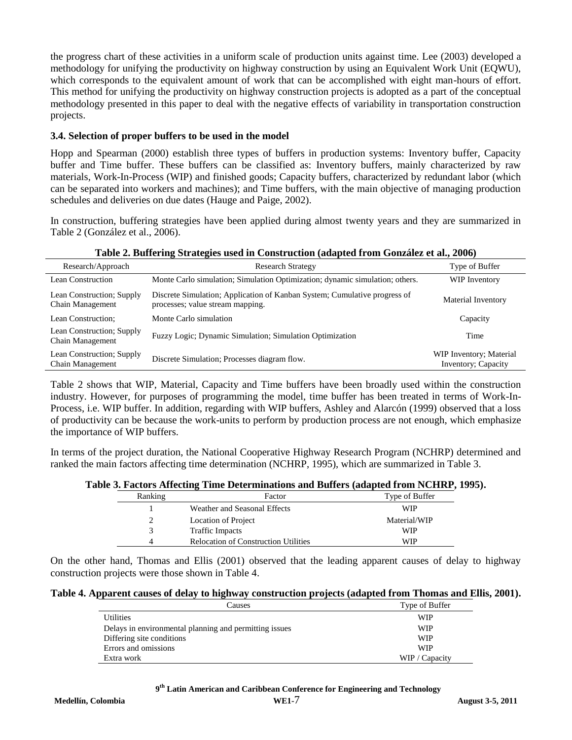the progress chart of these activities in a uniform scale of production units against time. Lee (2003) developed a methodology for unifying the productivity on highway construction by using an Equivalent Work Unit (EQWU), which corresponds to the equivalent amount of work that can be accomplished with eight man-hours of effort. This method for unifying the productivity on highway construction projects is adopted as a part of the conceptual methodology presented in this paper to deal with the negative effects of variability in transportation construction projects.

### 3.4. Selection of proper buffers to be used in the model

Hopp and Spearman (2000) establish three types of buffers in production systems: Inventory buffer, Capacity buffer and Time buffer. These buffers can be classified as: Inventory buffers, mainly characterized by raw materials, Work-In-Process (WIP) and finished goods; Capacity buffers, characterized by redundant labor (which can be separated into workers and machines); and Time buffers, with the main objective of managing production schedules and deliveries on due dates (Hauge and Paige, 2002).

In construction, buffering strategies have been applied during almost twenty years and they are summarized in Table 2 (González et al., 2006).

**Table 2. Buffering Strategies used in Construction (adapted from González et al., 2006)**

| Research/Approach | Research Strategy | Type of Buffer |
|---|---|---|
| Lean Construction | Monte Carlo simulation; Simulation Optimization; dynamic simulation; others. | WIP Inventory |
| Lean Construction; Supply Chain Management | Discrete Simulation; Application of Kanban System; Cumulative progress of processes; value stream mapping. | Material Inventory |
| Lean Construction; | Monte Carlo simulation | Capacity |
| Lean Construction; Supply Chain Management | Fuzzy Logic; Dynamic Simulation; Simulation Optimization | Time |
| Lean Construction; Supply Chain Management | Discrete Simulation; Processes diagram flow. | WIP Inventory; Material Inventory; Capacity |

Table 2 shows that WIP, Material, Capacity and Time buffers have been broadly used within the construction industry. However, for purposes of programming the model, time buffer has been treated in terms of Work-In-Process, i.e. WIP buffer. In addition, regarding with WIP buffers, Ashley and Alarcón (1999) observed that a loss of productivity can be because the work-units to perform by production process are not enough, which emphasize the importance of WIP buffers.

In terms of the project duration, the National Cooperative Highway Research Program (NCHRP) determined and ranked the main factors affecting time determination (NCHRP, 1995), which are summarized in Table 3.

**Table 3. Factors Affecting Time Determinations and Buffers (adapted from NCHRP, 1995).**

| Ranking | Factor | Type of Buffer |
|---|---|---|
| 1 | Weather and Seasonal Effects | WIP |
| 2 | Location of Project | Material/WIP |
| 3 | Traffic Impacts | WIP |
| 4 | Relocation of Construction Utilities | WIP |

On the other hand, Thomas and Ellis (2001) observed that the leading apparent causes of delay to highway construction projects were those shown in Table 4.

**Table 4. Apparent causes of delay to highway construction projects (adapted from Thomas and Ellis, 2001).**

| Causes | Type of Buffer |
|---|---|
| Utilities | WIP |
| Delays in environmental planning and permitting issues | WIP |
| Differing site conditions | WIP |
| Errors and omissions | WIP |
| Extra work | WIP / Capacity |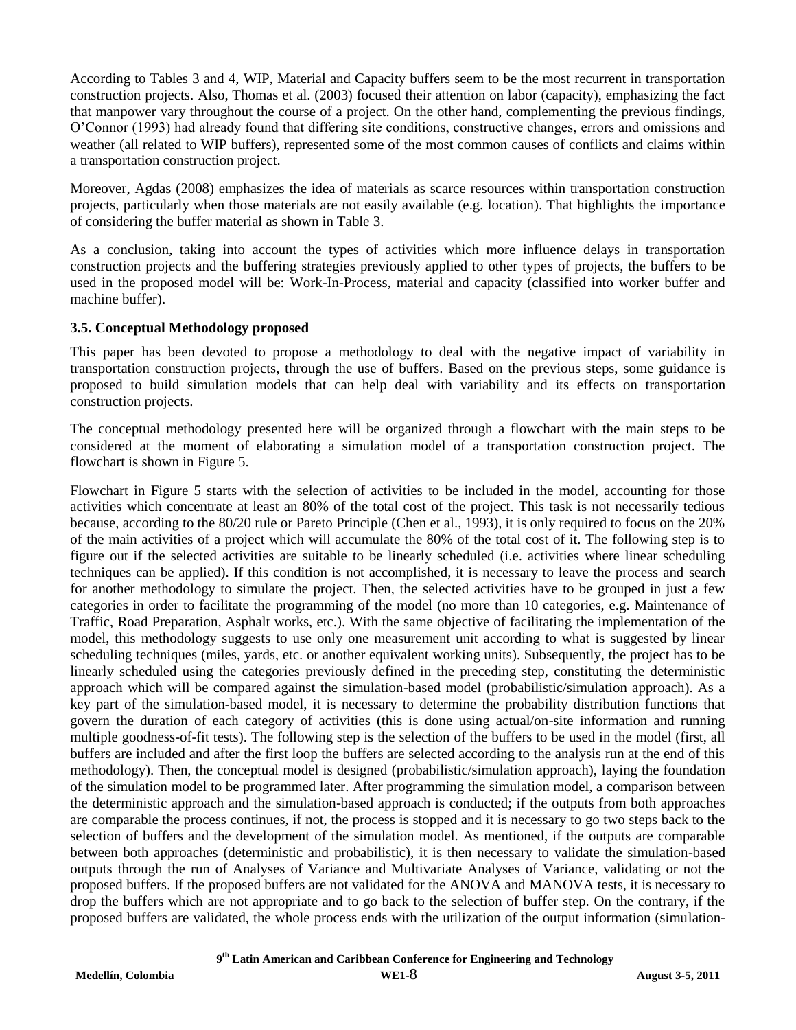According to Tables 3 and 4, WIP, Material and Capacity buffers seem to be the most recurrent in transportation construction projects. Also, Thomas et al. (2003) focused their attention on labor (capacity), emphasizing the fact that manpower vary throughout the course of a project. On the other hand, complementing the previous findings, O'Connor (1993) had already found that differing site conditions, constructive changes, errors and omissions and weather (all related to WIP buffers), represented some of the most common causes of conflicts and claims within a transportation construction project.

Moreover, Agdas (2008) emphasizes the idea of materials as scarce resources within transportation construction projects, particularly when those materials are not easily available (e.g. location). That highlights the importance of considering the buffer material as shown in Table 3.

As a conclusion, taking into account the types of activities which more influence delays in transportation construction projects and the buffering strategies previously applied to other types of projects, the buffers to be used in the proposed model will be: Work-In-Process, material and capacity (classified into worker buffer and machine buffer).

### 3.5. Conceptual Methodology proposed

This paper has been devoted to propose a methodology to deal with the negative impact of variability in transportation construction projects, through the use of buffers. Based on the previous steps, some guidance is proposed to build simulation models that can help deal with variability and its effects on transportation construction projects.

The conceptual methodology presented here will be organized through a flowchart with the main steps to be considered at the moment of elaborating a simulation model of a transportation construction project. The flowchart is shown in Figure 5.

Flowchart in Figure 5 starts with the selection of activities to be included in the model, accounting for those activities which concentrate at least an 80% of the total cost of the project. This task is not necessarily tedious because, according to the 80/20 rule or Pareto Principle (Chen et al., 1993), it is only required to focus on the 20% of the main activities of a project which will accumulate the 80% of the total cost of it. The following step is to figure out if the selected activities are suitable to be linearly scheduled (i.e. activities where linear scheduling techniques can be applied). If this condition is not accomplished, it is necessary to leave the process and search for another methodology to simulate the project. Then, the selected activities have to be grouped in just a few categories in order to facilitate the programming of the model (no more than 10 categories, e.g. Maintenance of Traffic, Road Preparation, Asphalt works, etc.). With the same objective of facilitating the implementation of the model, this methodology suggests to use only one measurement unit according to what is suggested by linear scheduling techniques (miles, yards, etc. or another equivalent working units). Subsequently, the project has to be linearly scheduled using the categories previously defined in the preceding step, constituting the deterministic approach which will be compared against the simulation-based model (probabilistic/simulation approach). As a key part of the simulation-based model, it is necessary to determine the probability distribution functions that govern the duration of each category of activities (this is done using actual/on-site information and running multiple goodness-of-fit tests). The following step is the selection of the buffers to be used in the model (first, all buffers are included and after the first loop the buffers are selected according to the analysis run at the end of this methodology). Then, the conceptual model is designed (probabilistic/simulation approach), laying the foundation of the simulation model to be programmed later. After programming the simulation model, a comparison between the deterministic approach and the simulation-based approach is conducted; if the outputs from both approaches are comparable the process continues, if not, the process is stopped and it is necessary to go two steps back to the selection of buffers and the development of the simulation model. As mentioned, if the outputs are comparable between both approaches (deterministic and probabilistic), it is then necessary to validate the simulation-based outputs through the run of Analyses of Variance and Multivariate Analyses of Variance, validating or not the proposed buffers. If the proposed buffers are not validated for the ANOVA and MANOVA tests, it is necessary to drop the buffers which are not appropriate and to go back to the selection of buffer step. On the contrary, if the proposed buffers are validated, the whole process ends with the utilization of the output information (simulation-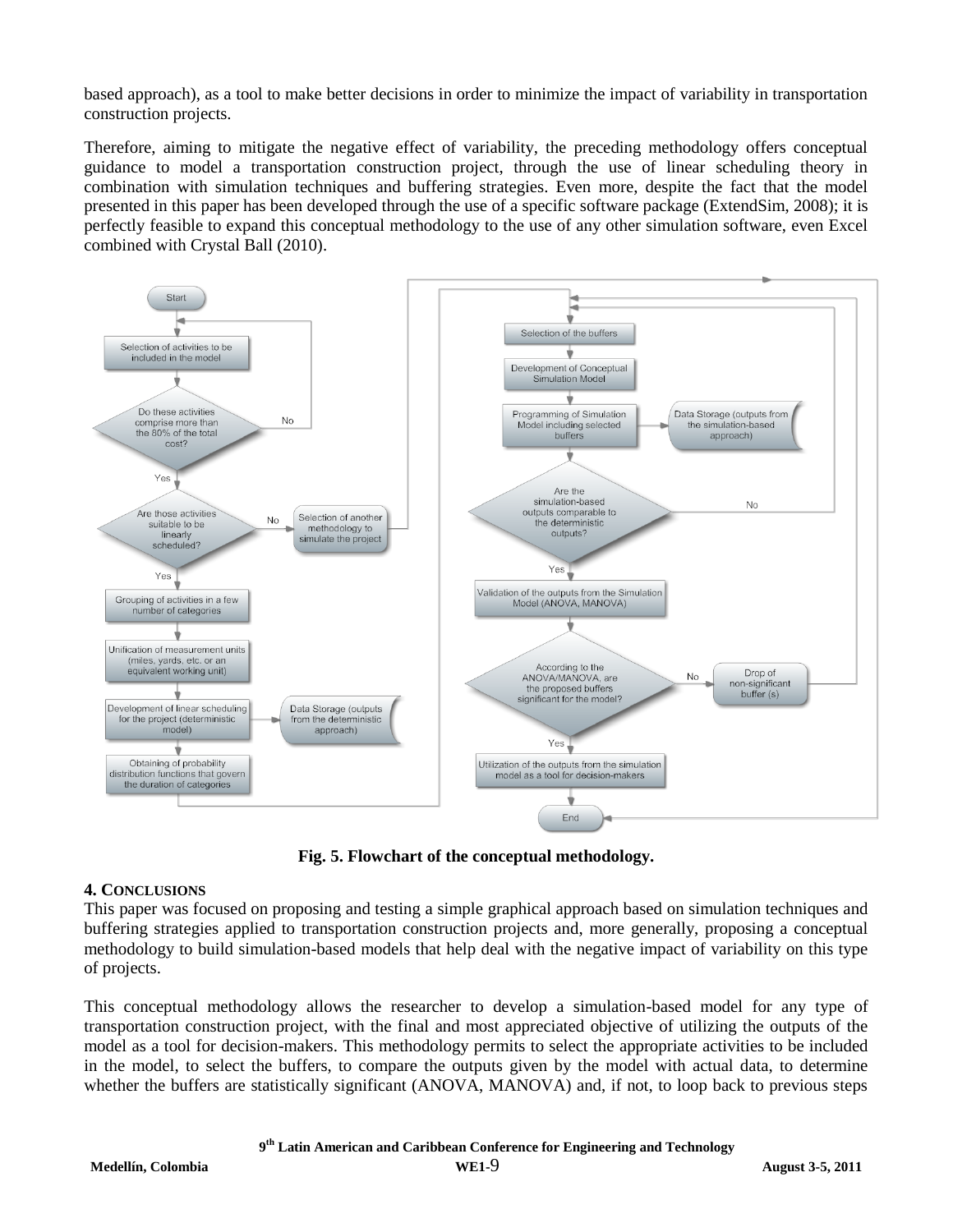based approach), as a tool to make better decisions in order to minimize the impact of variability in transportation construction projects.

Therefore, aiming to mitigate the negative effect of variability, the preceding methodology offers conceptual guidance to model a transportation construction project, through the use of linear scheduling theory in combination with simulation techniques and buffering strategies. Even more, despite the fact that the model presented in this paper has been developed through the use of a specific software package (ExtendSim, 2008); it is perfectly feasible to expand this conceptual methodology to the use of any other simulation software, even Excel combined with Crystal Ball (2010).

**Fig. 5. Flowchart of the conceptual methodology.**

## 4. Conclusions

This paper was focused on proposing and testing a simple graphical approach based on simulation techniques and buffering strategies applied to transportation construction projects and, more generally, proposing a conceptual methodology to build simulation-based models that help deal with the negative impact of variability on this type of projects.

This conceptual methodology allows the researcher to develop a simulation-based model for any type of transportation construction project, with the final and most appreciated objective of utilizing the outputs of the model as a tool for decision-makers. This methodology permits to select the appropriate activities to be included in the model, to select the buffers, to compare the outputs given by the model with actual data, to determine whether the buffers are statistically significant (ANOVA, MANOVA) and, if not, to loop back to previous steps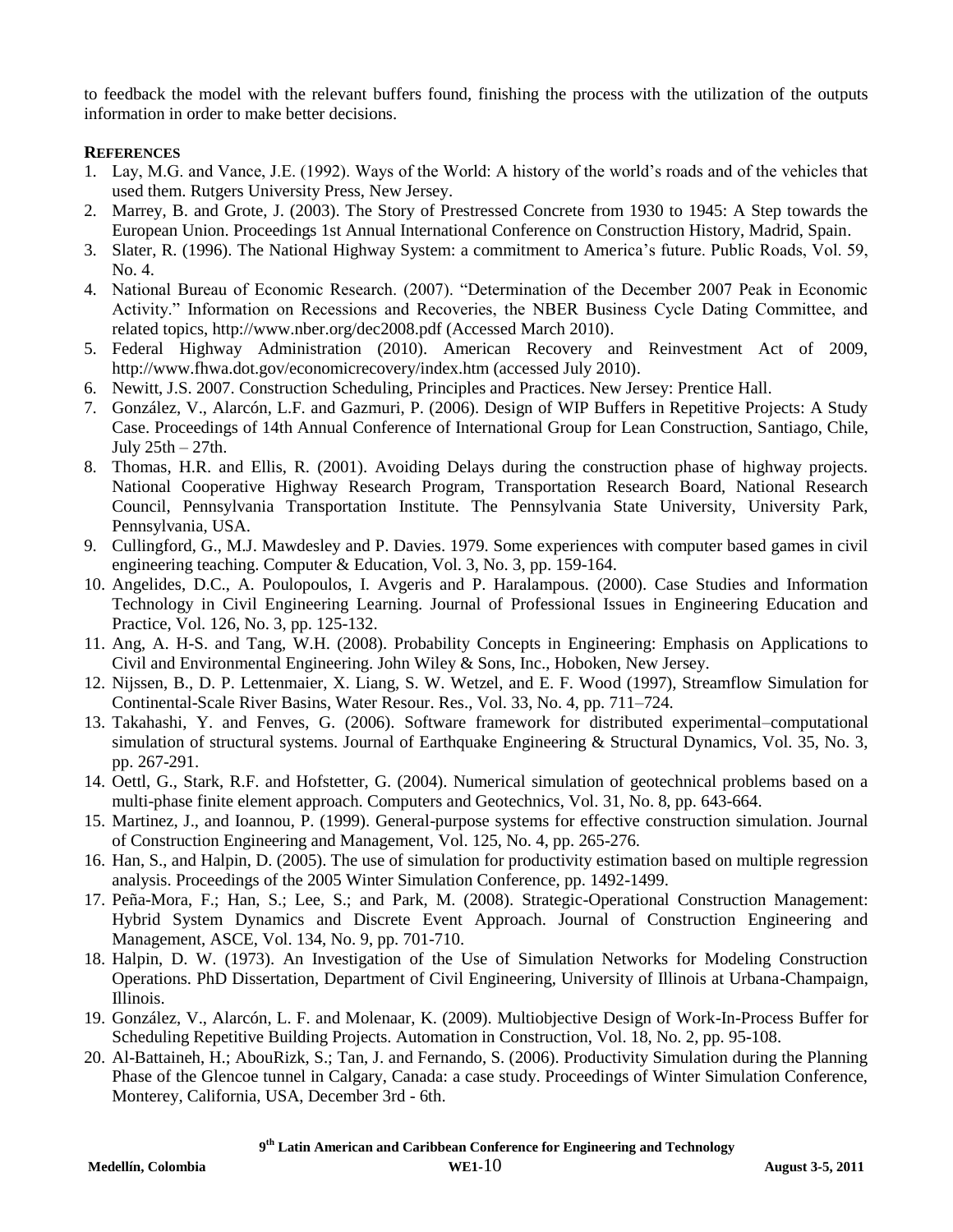to feedback the model with the relevant buffers found, finishing the process with the utilization of the outputs information in order to make better decisions.

## REFERENCES

1. Lay, M.G. and Vance, J.E. (1992). Ways of the World: A history of the world's roads and of the vehicles that used them. Rutgers University Press, New Jersey.
2. Marrey, B. and Grote, J. (2003). The Story of Prestressed Concrete from 1930 to 1945: A Step towards the European Union. Proceedings 1st Annual International Conference on Construction History, Madrid, Spain.
3. Slater, R. (1996). The National Highway System: a commitment to America's future. Public Roads, Vol. 59, No. 4.
4. National Bureau of Economic Research. (2007). "Determination of the December 2007 Peak in Economic Activity." Information on Recessions and Recoveries, the NBER Business Cycle Dating Committee, and related topics, http://www.nber.org/dec2008.pdf (Accessed March 2010).
5. Federal Highway Administration (2010). American Recovery and Reinvestment Act of 2009, http://www.fhwa.dot.gov/economicrecovery/index.htm (accessed July 2010).
6. Newitt, J.S. 2007. Construction Scheduling, Principles and Practices. New Jersey: Prentice Hall.
7. González, V., Alarcón, L.F. and Gazmuri, P. (2006). Design of WIP Buffers in Repetitive Projects: A Study Case. Proceedings of 14th Annual Conference of International Group for Lean Construction, Santiago, Chile, July 25th – 27th.
8. Thomas, H.R. and Ellis, R. (2001). Avoiding Delays during the construction phase of highway projects. National Cooperative Highway Research Program, Transportation Research Board, National Research Council, Pennsylvania Transportation Institute. The Pennsylvania State University, University Park, Pennsylvania, USA.
9. Cullingford, G., M.J. Mawdesley and P. Davies. 1979. Some experiences with computer based games in civil engineering teaching. Computer & Education, Vol. 3, No. 3, pp. 159-164.
10. Angelides, D.C., A. Poulopoulos, I. Avgeris and P. Haralampous. (2000). Case Studies and Information Technology in Civil Engineering Learning. Journal of Professional Issues in Engineering Education and Practice, Vol. 126, No. 3, pp. 125-132.
11. Ang, A. H-S. and Tang, W.H. (2008). Probability Concepts in Engineering: Emphasis on Applications to Civil and Environmental Engineering. John Wiley & Sons, Inc., Hoboken, New Jersey.
12. Nijssen, B., D. P. Lettenmaier, X. Liang, S. W. Wetzel, and E. F. Wood (1997), Streamflow Simulation for Continental-Scale River Basins, Water Resour. Res., Vol. 33, No. 4, pp. 711–724.
13. Takahashi, Y. and Fenves, G. (2006). Software framework for distributed experimental–computational simulation of structural systems. Journal of Earthquake Engineering & Structural Dynamics, Vol. 35, No. 3, pp. 267-291.
14. Oettl, G., Stark, R.F. and Hofstetter, G. (2004). Numerical simulation of geotechnical problems based on a multi-phase finite element approach. Computers and Geotechnics, Vol. 31, No. 8, pp. 643-664.
15. Martinez, J., and Ioannou, P. (1999). General-purpose systems for effective construction simulation. Journal of Construction Engineering and Management, Vol. 125, No. 4, pp. 265-276.
16. Han, S., and Halpin, D. (2005). The use of simulation for productivity estimation based on multiple regression analysis. Proceedings of the 2005 Winter Simulation Conference, pp. 1492-1499.
17. Peña-Mora, F.; Han, S.; Lee, S.; and Park, M. (2008). Strategic-Operational Construction Management: Hybrid System Dynamics and Discrete Event Approach. Journal of Construction Engineering and Management, ASCE, Vol. 134, No. 9, pp. 701-710.
18. Halpin, D. W. (1973). An Investigation of the Use of Simulation Networks for Modeling Construction Operations. PhD Dissertation, Department of Civil Engineering, University of Illinois at Urbana-Champaign, Illinois.
19. González, V., Alarcón, L. F. and Molenaar, K. (2009). Multiobjective Design of Work-In-Process Buffer for Scheduling Repetitive Building Projects. Automation in Construction, Vol. 18, No. 2, pp. 95-108.
20. Al-Battaineh, H.; AbouRizk, S.; Tan, J. and Fernando, S. (2006). Productivity Simulation during the Planning Phase of the Glencoe tunnel in Calgary, Canada: a case study. Proceedings of Winter Simulation Conference, Monterey, California, USA, December 3rd - 6th.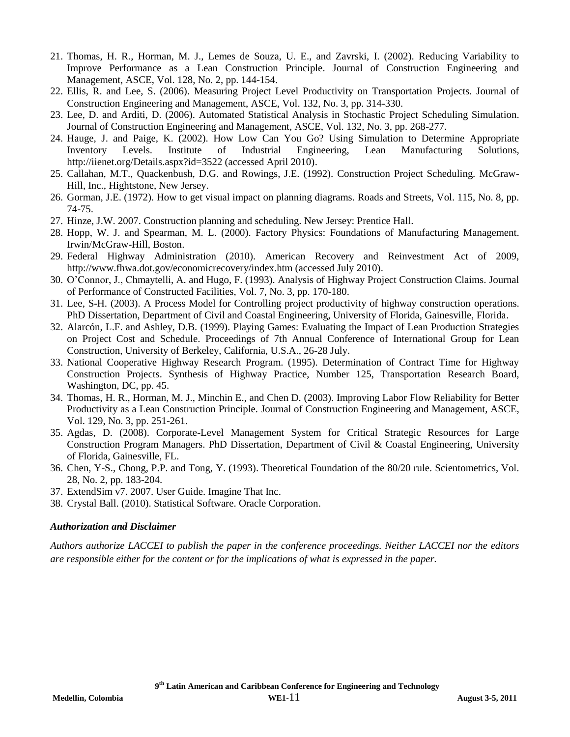21. Thomas, H. R., Horman, M. J., Lemes de Souza, U. E., and Zavrski, I. (2002). Reducing Variability to Improve Performance as a Lean Construction Principle. Journal of Construction Engineering and Management, ASCE, Vol. 128, No. 2, pp. 144-154.
22. Ellis, R. and Lee, S. (2006). Measuring Project Level Productivity on Transportation Projects. Journal of Construction Engineering and Management, ASCE, Vol. 132, No. 3, pp. 314-330.
23. Lee, D. and Arditi, D. (2006). Automated Statistical Analysis in Stochastic Project Scheduling Simulation. Journal of Construction Engineering and Management, ASCE, Vol. 132, No. 3, pp. 268-277.
24. Hauge, J. and Paige, K. (2002). How Low Can You Go? Using Simulation to Determine Appropriate Inventory Levels. Institute of Industrial Engineering, Lean Manufacturing Solutions, http://iienet.org/Details.aspx?id=3522 (accessed April 2010).
25. Callahan, M.T., Quackenbush, D.G. and Rowings, J.E. (1992). Construction Project Scheduling. McGraw-Hill, Inc., Hightstone, New Jersey.
26. Gorman, J.E. (1972). How to get visual impact on planning diagrams. Roads and Streets, Vol. 115, No. 8, pp. 74-75.
27. Hinze, J.W. 2007. Construction planning and scheduling. New Jersey: Prentice Hall.
28. Hopp, W. J. and Spearman, M. L. (2000). Factory Physics: Foundations of Manufacturing Management. Irwin/McGraw-Hill, Boston.
29. Federal Highway Administration (2010). American Recovery and Reinvestment Act of 2009, http://www.fhwa.dot.gov/economicrecovery/index.htm (accessed July 2010).
30. O'Connor, J., Chmaytelli, A. and Hugo, F. (1993). Analysis of Highway Project Construction Claims. Journal of Performance of Constructed Facilities, Vol. 7, No. 3, pp. 170-180.
31. Lee, S-H. (2003). A Process Model for Controlling project productivity of highway construction operations. PhD Dissertation, Department of Civil and Coastal Engineering, University of Florida, Gainesville, Florida.
32. Alarcón, L.F. and Ashley, D.B. (1999). Playing Games: Evaluating the Impact of Lean Production Strategies on Project Cost and Schedule. Proceedings of 7th Annual Conference of International Group for Lean Construction, University of Berkeley, California, U.S.A., 26-28 July.
33. National Cooperative Highway Research Program. (1995). Determination of Contract Time for Highway Construction Projects. Synthesis of Highway Practice, Number 125, Transportation Research Board, Washington, DC, pp. 45.
34. Thomas, H. R., Horman, M. J., Minchin E., and Chen D. (2003). Improving Labor Flow Reliability for Better Productivity as a Lean Construction Principle. Journal of Construction Engineering and Management, ASCE, Vol. 129, No. 3, pp. 251-261.
35. Agdas, D. (2008). Corporate-Level Management System for Critical Strategic Resources for Large Construction Program Managers. PhD Dissertation, Department of Civil & Coastal Engineering, University of Florida, Gainesville, FL.
36. Chen, Y-S., Chong, P.P. and Tong, Y. (1993). Theoretical Foundation of the 80/20 rule. Scientometrics, Vol. 28, No. 2, pp. 183-204.
37. ExtendSim v7. 2007. User Guide. Imagine That Inc.
38. Crystal Ball. (2010). Statistical Software. Oracle Corporation.

### *Authorization and Disclaimer*

*Authors authorize LACCEI to publish the paper in the conference proceedings. Neither LACCEI nor the editors are responsible either for the content or for the implications of what is expressed in the paper.*